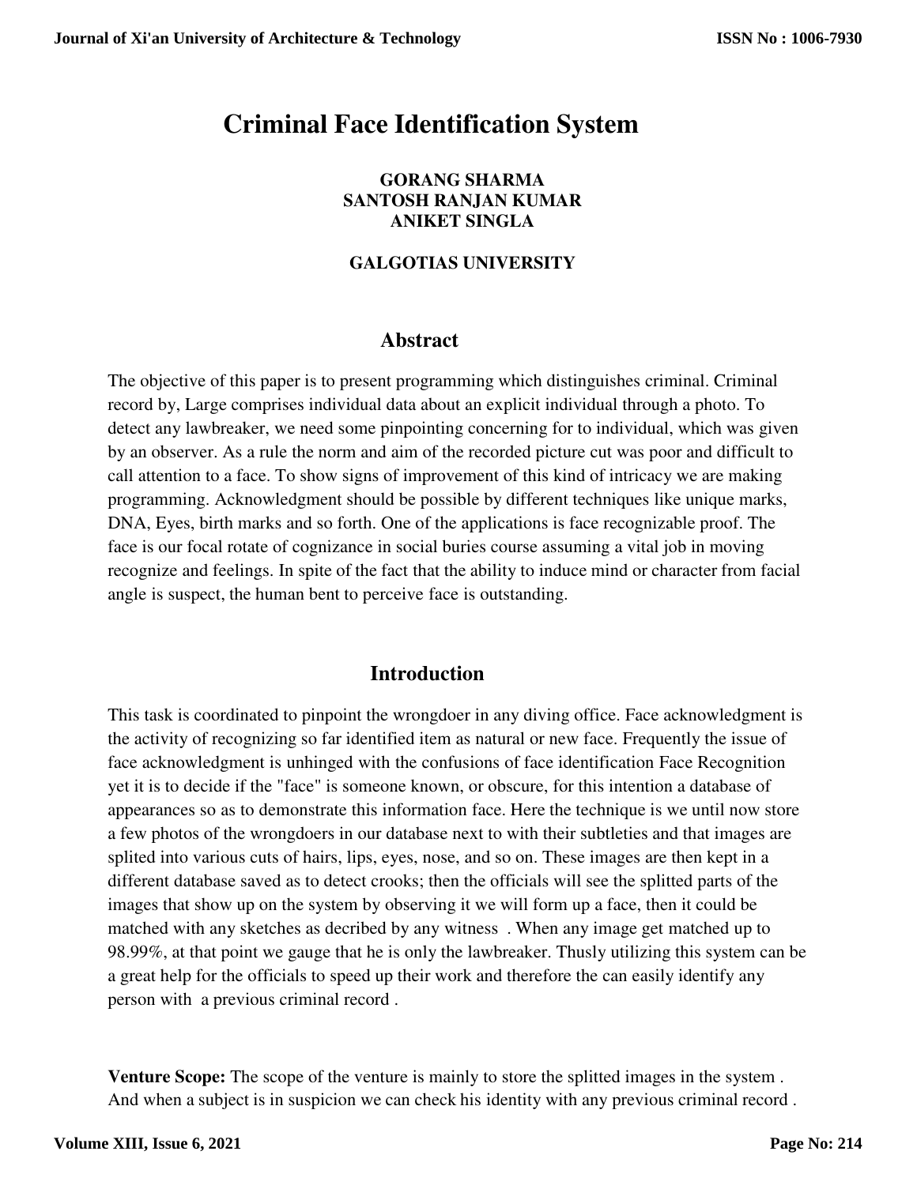# Criminal Face Identification System

**GORANG SHARMA**
**SANTOSH RANJAN KUMAR**
**ANIKET SINGLA**

**GALGOTIAS UNIVERSITY**

## Abstract

The objective of this paper is to present programming which distinguishes criminal. Criminal record by, Large comprises individual data about an explicit individual through a photo. To detect any lawbreaker, we need some pinpointing concerning for to individual, which was given by an observer. As a rule the norm and aim of the recorded picture cut was poor and difficult to call attention to a face. To show signs of improvement of this kind of intricacy we are making programming. Acknowledgment should be possible by different techniques like unique marks, DNA, Eyes, birth marks and so forth. One of the applications is face recognizable proof. The face is our focal rotate of cognizance in social buries course assuming a vital job in moving recognize and feelings. In spite of the fact that the ability to induce mind or character from facial angle is suspect, the human bent to perceive face is outstanding.

## Introduction

This task is coordinated to pinpoint the wrongdoer in any diving office. Face acknowledgment is the activity of recognizing so far identified item as natural or new face. Frequently the issue of face acknowledgment is unhinged with the confusions of face identification Face Recognition yet it is to decide if the "face" is someone known, or obscure, for this intention a database of appearances so as to demonstrate this information face. Here the technique is we until now store a few photos of the wrongdoers in our database next to with their subtleties and that images are splited into various cuts of hairs, lips, eyes, nose, and so on. These images are then kept in a different database saved as to detect crooks; then the officials will see the splitted parts of the images that show up on the system by observing it we will form up a face, then it could be matched with any sketches as decribed by any witness . When any image get matched up to 98.99%, at that point we gauge that he is only the lawbreaker. Thusly utilizing this system can be a great help for the officials to speed up their work and therefore the can easily identify any person with a previous criminal record .

**Venture Scope:** The scope of the venture is mainly to store the splitted images in the system . And when a subject is in suspicion we can check his identity with any previous criminal record .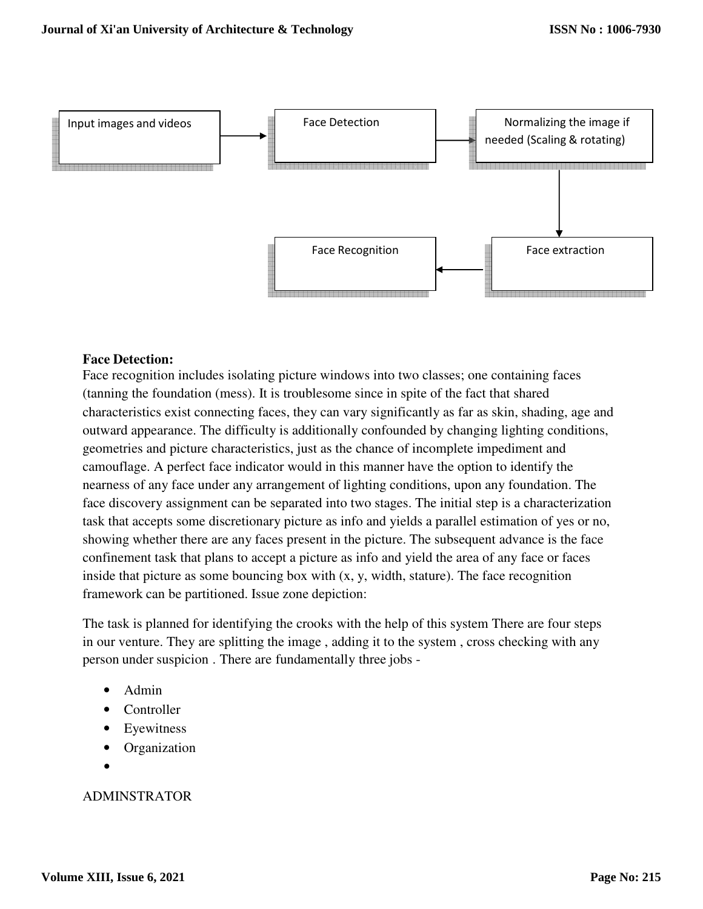Input images and videos → Face Detection → Normalizing the image if needed (Scaling & rotating) → Face extraction → Face Recognition

**Face Detection:**

Face recognition includes isolating picture windows into two classes; one containing faces (tanning the foundation (mess). It is troublesome since in spite of the fact that shared characteristics exist connecting faces, they can vary significantly as far as skin, shading, age and outward appearance. The difficulty is additionally confounded by changing lighting conditions, geometries and picture characteristics, just as the chance of incomplete impediment and camouflage. A perfect face indicator would in this manner have the option to identify the nearness of any face under any arrangement of lighting conditions, upon any foundation. The face discovery assignment can be separated into two stages. The initial step is a characterization task that accepts some discretionary picture as info and yields a parallel estimation of yes or no, showing whether there are any faces present in the picture. The subsequent advance is the face confinement task that plans to accept a picture as info and yield the area of any face or faces inside that picture as some bouncing box with (x, y, width, stature). The face recognition framework can be partitioned. Issue zone depiction:

The task is planned for identifying the crooks with the help of this system There are four steps in our venture. They are splitting the image , adding it to the system , cross checking with any person under suspicion . There are fundamentally three jobs -

- Admin
- Controller
- Eyewitness
- Organization
-

ADMINSTRATOR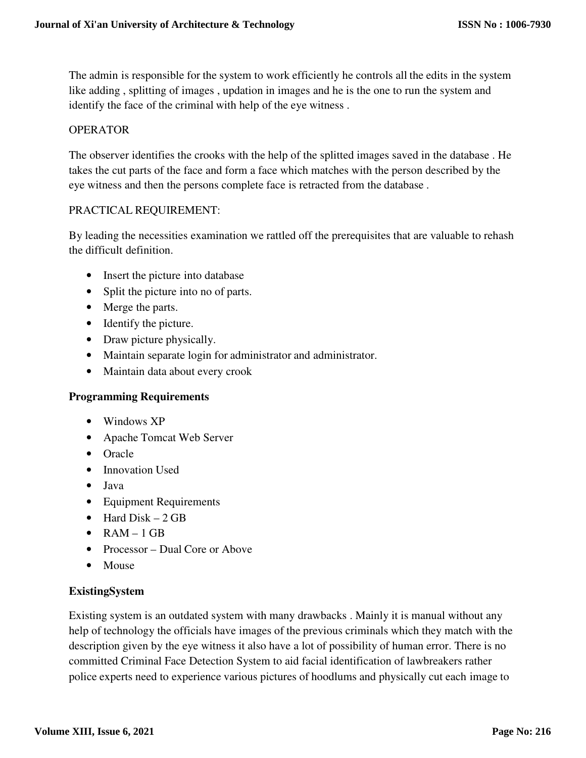The admin is responsible for the system to work efficiently he controls all the edits in the system like adding , splitting of images , updation in images and he is the one to run the system and identify the face of the criminal with help of the eye witness .

OPERATOR

The observer identifies the crooks with the help of the splitted images saved in the database . He takes the cut parts of the face and form a face which matches with the person described by the eye witness and then the persons complete face is retracted from the database .

PRACTICAL REQUIREMENT:

By leading the necessities examination we rattled off the prerequisites that are valuable to rehash the difficult definition.

- Insert the picture into database
- Split the picture into no of parts.
- Merge the parts.
- Identify the picture.
- Draw picture physically.
- Maintain separate login for administrator and administrator.
- Maintain data about every crook

**Programming Requirements**

- Windows XP
- Apache Tomcat Web Server
- Oracle
- Innovation Used
- Java
- Equipment Requirements
- Hard Disk – 2 GB
- RAM – 1 GB
- Processor – Dual Core or Above
- Mouse

**ExistingSystem**

Existing system is an outdated system with many drawbacks . Mainly it is manual without any help of technology the officials have images of the previous criminals which they match with the description given by the eye witness it also have a lot of possibility of human error. There is no committed Criminal Face Detection System to aid facial identification of lawbreakers rather police experts need to experience various pictures of hoodlums and physically cut each image to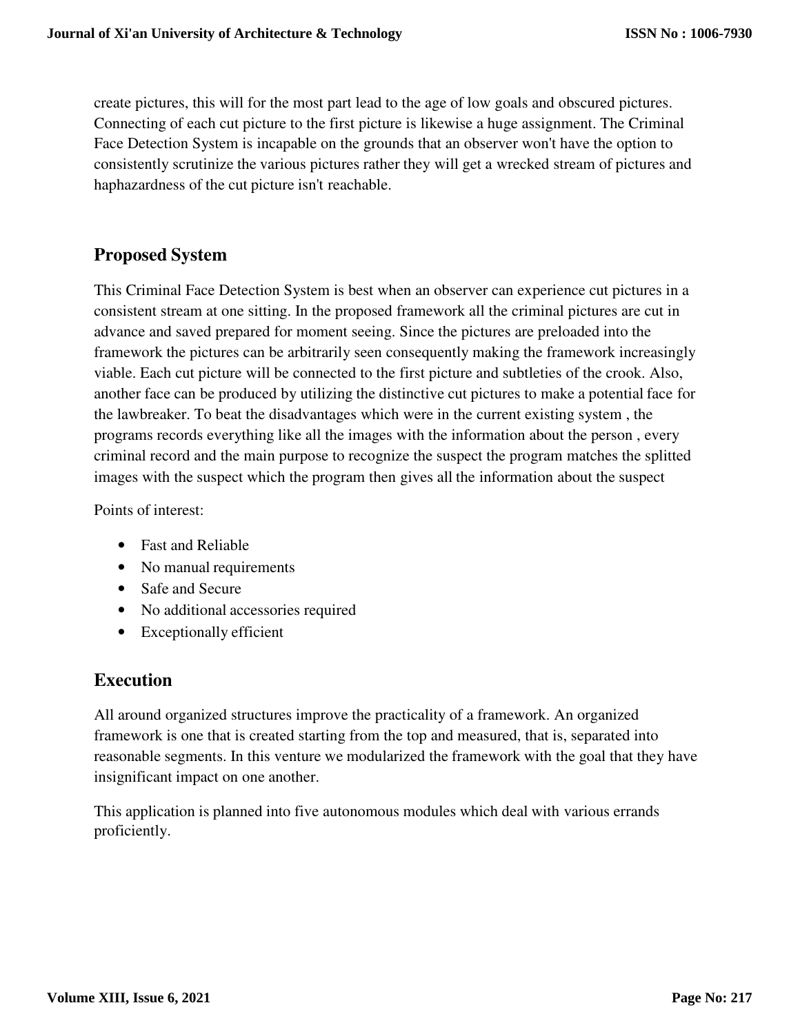create pictures, this will for the most part lead to the age of low goals and obscured pictures. Connecting of each cut picture to the first picture is likewise a huge assignment. The Criminal Face Detection System is incapable on the grounds that an observer won't have the option to consistently scrutinize the various pictures rather they will get a wrecked stream of pictures and haphazardness of the cut picture isn't reachable.

## Proposed System

This Criminal Face Detection System is best when an observer can experience cut pictures in a consistent stream at one sitting. In the proposed framework all the criminal pictures are cut in advance and saved prepared for moment seeing. Since the pictures are preloaded into the framework the pictures can be arbitrarily seen consequently making the framework increasingly viable. Each cut picture will be connected to the first picture and subtleties of the crook. Also, another face can be produced by utilizing the distinctive cut pictures to make a potential face for the lawbreaker. To beat the disadvantages which were in the current existing system , the programs records everything like all the images with the information about the person , every criminal record and the main purpose to recognize the suspect the program matches the splitted images with the suspect which the program then gives all the information about the suspect

Points of interest:

- Fast and Reliable
- No manual requirements
- Safe and Secure
- No additional accessories required
- Exceptionally efficient

## Execution

All around organized structures improve the practicality of a framework. An organized framework is one that is created starting from the top and measured, that is, separated into reasonable segments. In this venture we modularized the framework with the goal that they have insignificant impact on one another.

This application is planned into five autonomous modules which deal with various errands proficiently.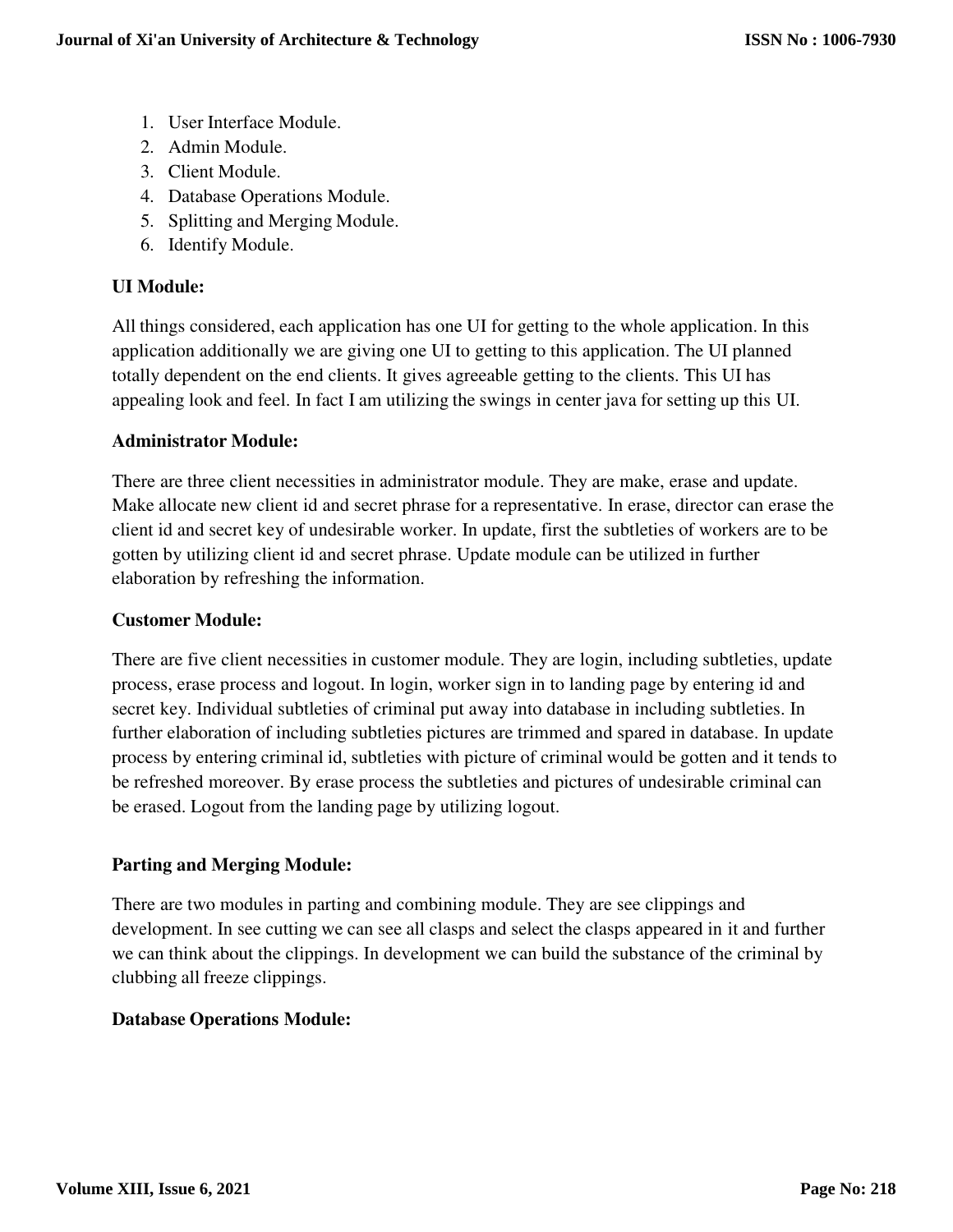1. User Interface Module.
2. Admin Module.
3. Client Module.
4. Database Operations Module.
5. Splitting and Merging Module.
6. Identify Module.

**UI Module:**

All things considered, each application has one UI for getting to the whole application. In this application additionally we are giving one UI to getting to this application. The UI planned totally dependent on the end clients. It gives agreeable getting to the clients. This UI has appealing look and feel. In fact I am utilizing the swings in center java for setting up this UI.

**Administrator Module:**

There are three client necessities in administrator module. They are make, erase and update. Make allocate new client id and secret phrase for a representative. In erase, director can erase the client id and secret key of undesirable worker. In update, first the subtleties of workers are to be gotten by utilizing client id and secret phrase. Update module can be utilized in further elaboration by refreshing the information.

**Customer Module:**

There are five client necessities in customer module. They are login, including subtleties, update process, erase process and logout. In login, worker sign in to landing page by entering id and secret key. Individual subtleties of criminal put away into database in including subtleties. In further elaboration of including subtleties pictures are trimmed and spared in database. In update process by entering criminal id, subtleties with picture of criminal would be gotten and it tends to be refreshed moreover. By erase process the subtleties and pictures of undesirable criminal can be erased. Logout from the landing page by utilizing logout.

**Parting and Merging Module:**

There are two modules in parting and combining module. They are see clippings and development. In see cutting we can see all clasps and select the clasps appeared in it and further we can think about the clippings. In development we can build the substance of the criminal by clubbing all freeze clippings.

**Database Operations Module:**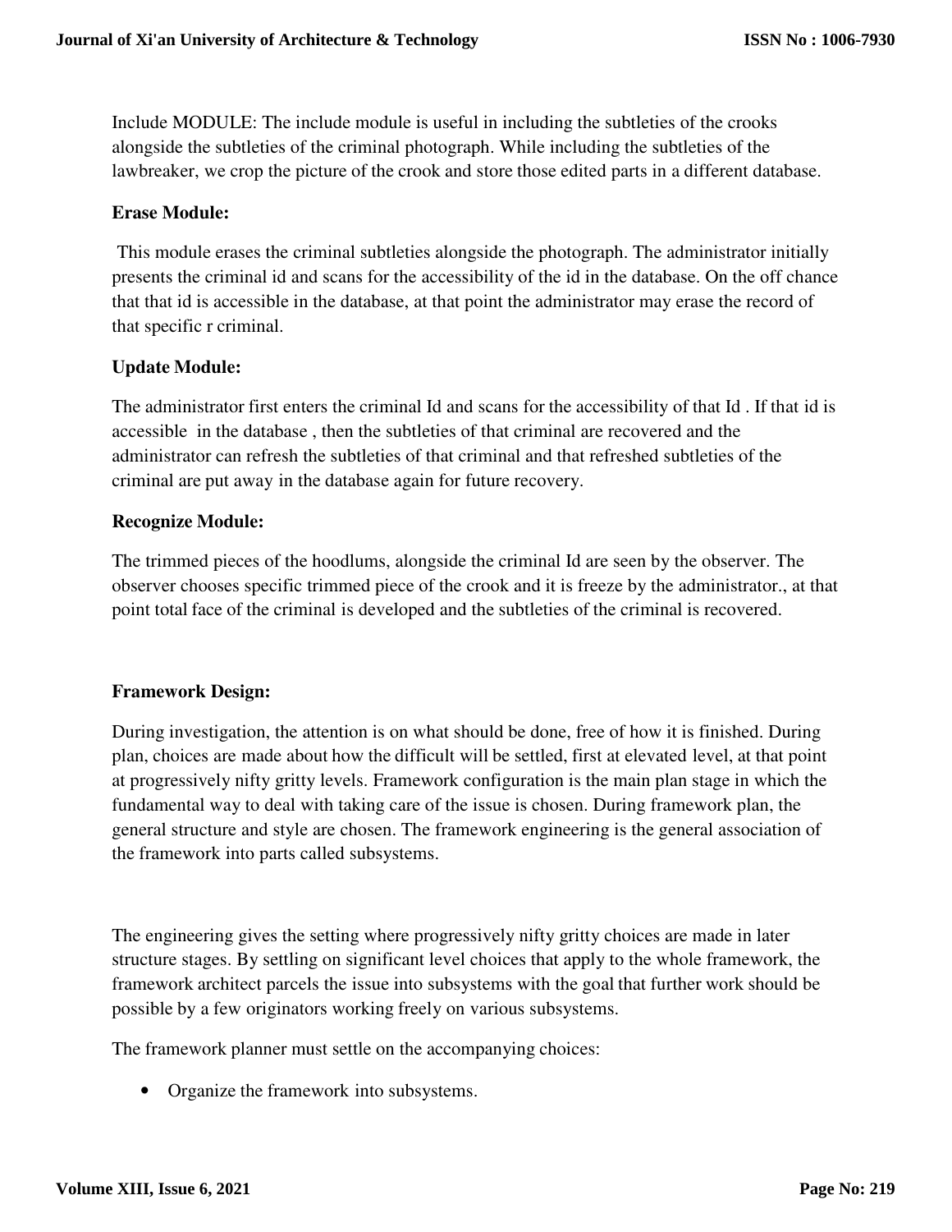Include MODULE: The include module is useful in including the subtleties of the crooks alongside the subtleties of the criminal photograph. While including the subtleties of the lawbreaker, we crop the picture of the crook and store those edited parts in a different database.

**Erase Module:**

This module erases the criminal subtleties alongside the photograph. The administrator initially presents the criminal id and scans for the accessibility of the id in the database. On the off chance that that id is accessible in the database, at that point the administrator may erase the record of that specific r criminal.

**Update Module:**

The administrator first enters the criminal Id and scans for the accessibility of that Id . If that id is accessible in the database , then the subtleties of that criminal are recovered and the administrator can refresh the subtleties of that criminal and that refreshed subtleties of the criminal are put away in the database again for future recovery.

**Recognize Module:**

The trimmed pieces of the hoodlums, alongside the criminal Id are seen by the observer. The observer chooses specific trimmed piece of the crook and it is freeze by the administrator., at that point total face of the criminal is developed and the subtleties of the criminal is recovered.

**Framework Design:**

During investigation, the attention is on what should be done, free of how it is finished. During plan, choices are made about how the difficult will be settled, first at elevated level, at that point at progressively nifty gritty levels. Framework configuration is the main plan stage in which the fundamental way to deal with taking care of the issue is chosen. During framework plan, the general structure and style are chosen. The framework engineering is the general association of the framework into parts called subsystems.

The engineering gives the setting where progressively nifty gritty choices are made in later structure stages. By settling on significant level choices that apply to the whole framework, the framework architect parcels the issue into subsystems with the goal that further work should be possible by a few originators working freely on various subsystems.

The framework planner must settle on the accompanying choices:

- Organize the framework into subsystems.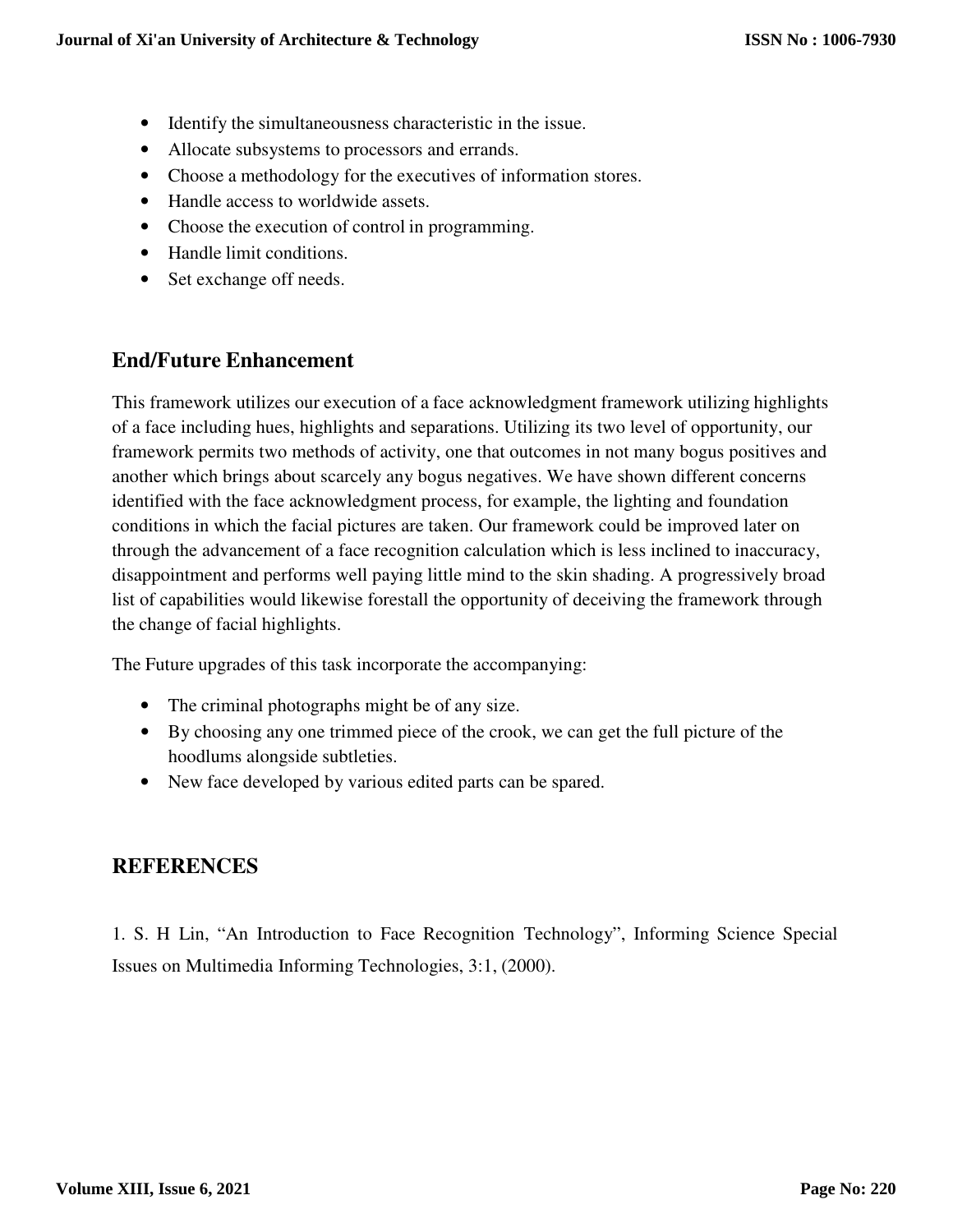- Identify the simultaneousness characteristic in the issue.
- Allocate subsystems to processors and errands.
- Choose a methodology for the executives of information stores.
- Handle access to worldwide assets.
- Choose the execution of control in programming.
- Handle limit conditions.
- Set exchange off needs.

## End/Future Enhancement

This framework utilizes our execution of a face acknowledgment framework utilizing highlights of a face including hues, highlights and separations. Utilizing its two level of opportunity, our framework permits two methods of activity, one that outcomes in not many bogus positives and another which brings about scarcely any bogus negatives. We have shown different concerns identified with the face acknowledgment process, for example, the lighting and foundation conditions in which the facial pictures are taken. Our framework could be improved later on through the advancement of a face recognition calculation which is less inclined to inaccuracy, disappointment and performs well paying little mind to the skin shading. A progressively broad list of capabilities would likewise forestall the opportunity of deceiving the framework through the change of facial highlights.

The Future upgrades of this task incorporate the accompanying:

- The criminal photographs might be of any size.
- By choosing any one trimmed piece of the crook, we can get the full picture of the hoodlums alongside subtleties.
- New face developed by various edited parts can be spared.

## REFERENCES

1. S. H Lin, "An Introduction to Face Recognition Technology", Informing Science Special Issues on Multimedia Informing Technologies, 3:1, (2000).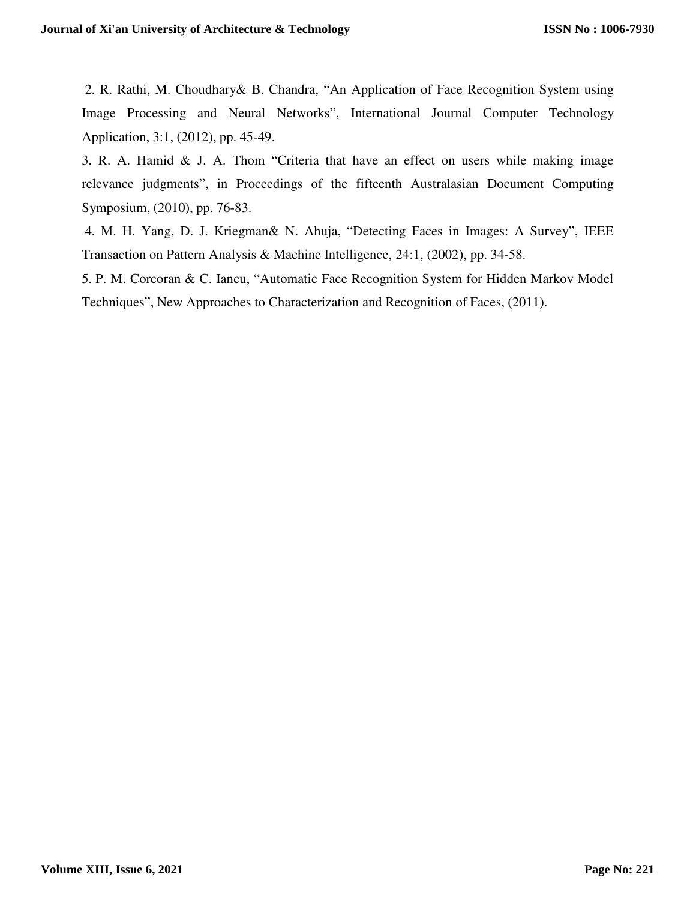2. R. Rathi, M. Choudhary& B. Chandra, "An Application of Face Recognition System using Image Processing and Neural Networks", International Journal Computer Technology Application, 3:1, (2012), pp. 45-49.

3. R. A. Hamid & J. A. Thom "Criteria that have an effect on users while making image relevance judgments", in Proceedings of the fifteenth Australasian Document Computing Symposium, (2010), pp. 76-83.

4. M. H. Yang, D. J. Kriegman& N. Ahuja, "Detecting Faces in Images: A Survey", IEEE Transaction on Pattern Analysis & Machine Intelligence, 24:1, (2002), pp. 34-58.

5. P. M. Corcoran & C. Iancu, "Automatic Face Recognition System for Hidden Markov Model Techniques", New Approaches to Characterization and Recognition of Faces, (2011).